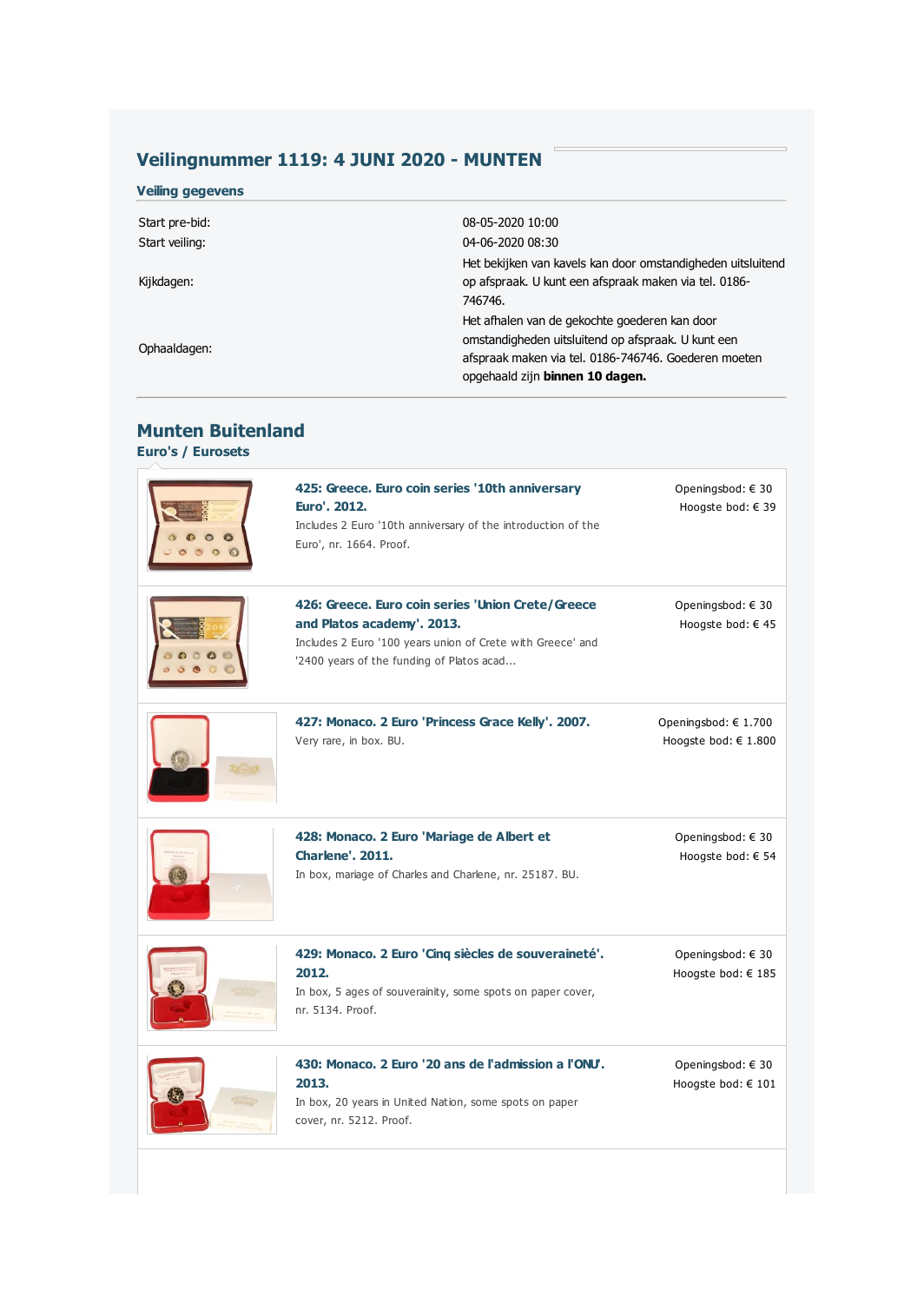# Veilingnummer 1119: 4 JUNI 2020 - MUNTEN

## Veiling gegevens

| | |
|---|---|
| Start pre-bid: | 08-05-2020 10:00 |
| Start veiling: | 04-06-2020 08:30 |
| Kijkdagen: | Het bekijken van kavels kan door omstandigheden uitsluitend op afspraak. U kunt een afspraak maken via tel. 0186-746746. |
| Ophaaldagen: | Het afhalen van de gekochte goederen kan door omstandigheden uitsluitend op afspraak. U kunt een afspraak maken via tel. 0186-746746. Goederen moeten opgehaald zijn **binnen 10 dagen.** |

## Munten Buitenland

### Euro's / Eurosets

**425: Greece. Euro coin series '10th anniversary Euro'. 2012.**
Includes 2 Euro '10th anniversary of the introduction of the Euro', nr. 1664. Proof.
Openingsbod: € 30
Hoogste bod: € 39

**426: Greece. Euro coin series 'Union Crete/Greece and Platos academy'. 2013.**
Includes 2 Euro '100 years union of Crete with Greece' and '2400 years of the funding of Platos acad...
Openingsbod: € 30
Hoogste bod: € 45

**427: Monaco. 2 Euro 'Princess Grace Kelly'. 2007.**
Very rare, in box. BU.
Openingsbod: € 1.700
Hoogste bod: € 1.800

**428: Monaco. 2 Euro 'Mariage de Albert et Charlene'. 2011.**
In box, mariage of Charles and Charlene, nr. 25187. BU.
Openingsbod: € 30
Hoogste bod: € 54

**429: Monaco. 2 Euro 'Cinq siècles de souveraineté'. 2012.**
In box, 5 ages of souverainity, some spots on paper cover, nr. 5134. Proof.
Openingsbod: € 30
Hoogste bod: € 185

**430: Monaco. 2 Euro '20 ans de l'admission a l'ONU'. 2013.**
In box, 20 years in United Nation, some spots on paper cover, nr. 5212. Proof.
Openingsbod: € 30
Hoogste bod: € 101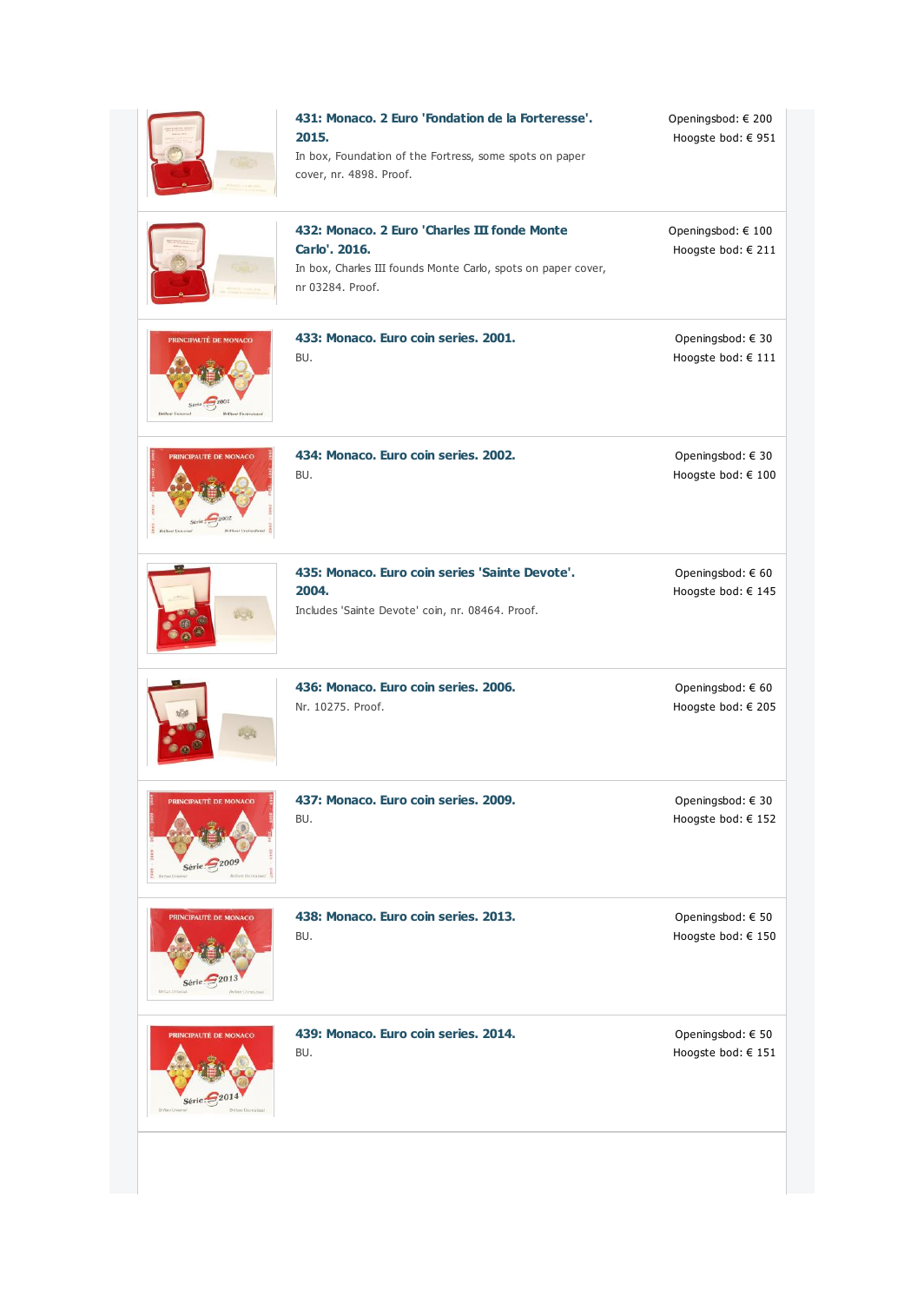**431: Monaco. 2 Euro 'Fondation de la Forteresse'. 2015.**
In box, Foundation of the Fortress, some spots on paper cover, nr. 4898. Proof.

Openingsbod: € 200
Hoogste bod: € 951

---

**432: Monaco. 2 Euro 'Charles III fonde Monte Carlo'. 2016.**
In box, Charles III founds Monte Carlo, spots on paper cover, nr 03284. Proof.

Openingsbod: € 100
Hoogste bod: € 211

---

**433: Monaco. Euro coin series. 2001.**
BU.

Openingsbod: € 30
Hoogste bod: € 111

---

**434: Monaco. Euro coin series. 2002.**
BU.

Openingsbod: € 30
Hoogste bod: € 100

---

**435: Monaco. Euro coin series 'Sainte Devote'. 2004.**
Includes 'Sainte Devote' coin, nr. 08464. Proof.

Openingsbod: € 60
Hoogste bod: € 145

---

**436: Monaco. Euro coin series. 2006.**
Nr. 10275. Proof.

Openingsbod: € 60
Hoogste bod: € 205

---

**437: Monaco. Euro coin series. 2009.**
BU.

Openingsbod: € 30
Hoogste bod: € 152

---

**438: Monaco. Euro coin series. 2013.**
BU.

Openingsbod: € 50
Hoogste bod: € 150

---

**439: Monaco. Euro coin series. 2014.**
BU.

Openingsbod: € 50
Hoogste bod: € 151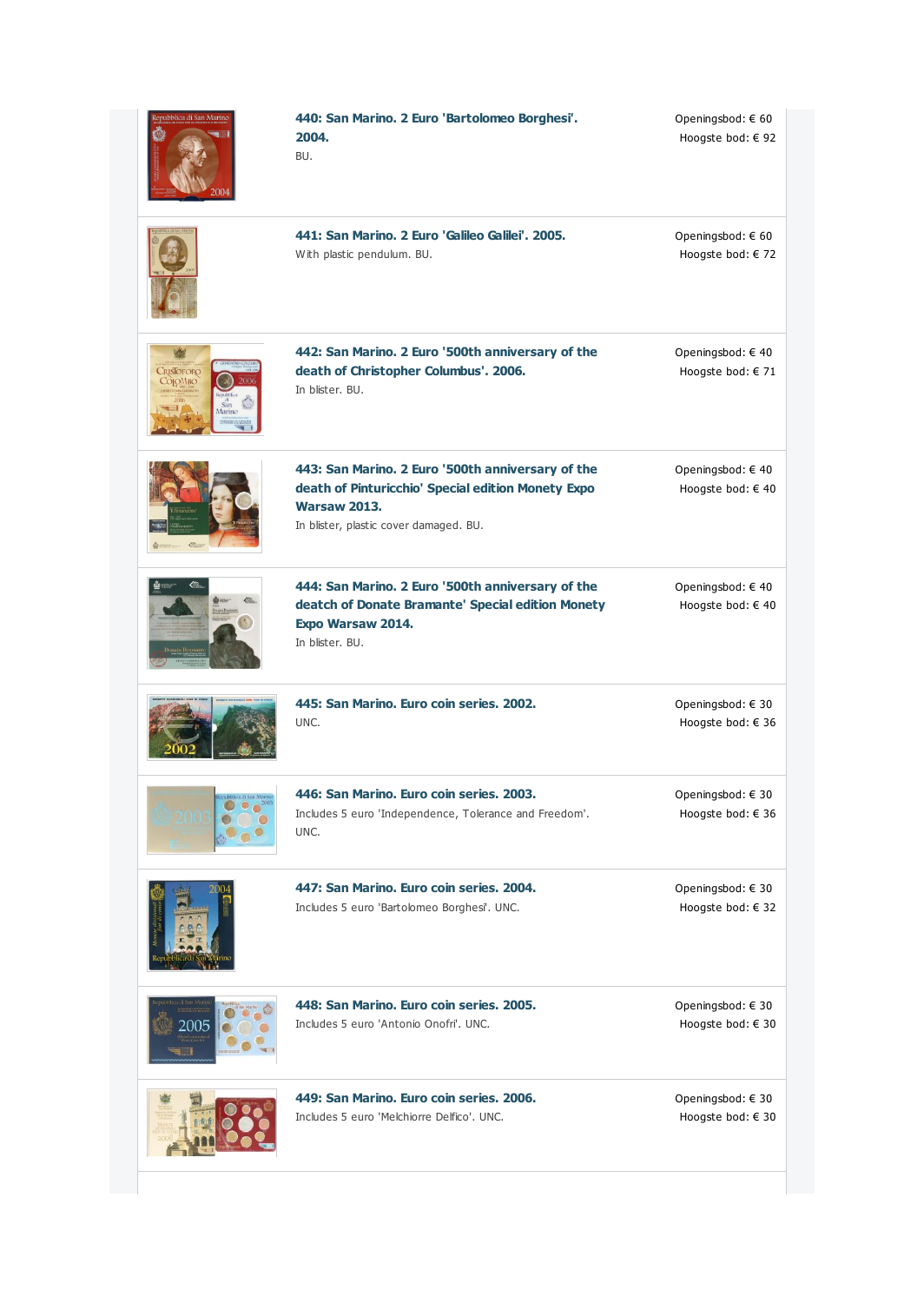**440: San Marino. 2 Euro 'Bartolomeo Borghesi'. 2004.**
BU.

Openingsbod: € 60
Hoogste bod: € 92

**441: San Marino. 2 Euro 'Galileo Galilei'. 2005.**
With plastic pendulum. BU.

Openingsbod: € 60
Hoogste bod: € 72

**442: San Marino. 2 Euro '500th anniversary of the death of Christopher Columbus'. 2006.**
In blister. BU.

Openingsbod: € 40
Hoogste bod: € 71

**443: San Marino. 2 Euro '500th anniversary of the death of Pinturicchio' Special edition Monety Expo Warsaw 2013.**
In blister, plastic cover damaged. BU.

Openingsbod: € 40
Hoogste bod: € 40

**444: San Marino. 2 Euro '500th anniversary of the deatch of Donate Bramante' Special edition Monety Expo Warsaw 2014.**
In blister. BU.

Openingsbod: € 40
Hoogste bod: € 40

**445: San Marino. Euro coin series. 2002.**
UNC.

Openingsbod: € 30
Hoogste bod: € 36

**446: San Marino. Euro coin series. 2003.**
Includes 5 euro 'Independence, Tolerance and Freedom'. UNC.

Openingsbod: € 30
Hoogste bod: € 36

**447: San Marino. Euro coin series. 2004.**
Includes 5 euro 'Bartolomeo Borghesi'. UNC.

Openingsbod: € 30
Hoogste bod: € 32

**448: San Marino. Euro coin series. 2005.**
Includes 5 euro 'Antonio Onofri'. UNC.

Openingsbod: € 30
Hoogste bod: € 30

**449: San Marino. Euro coin series. 2006.**
Includes 5 euro 'Melchiorre Delfico'. UNC.

Openingsbod: € 30
Hoogste bod: € 30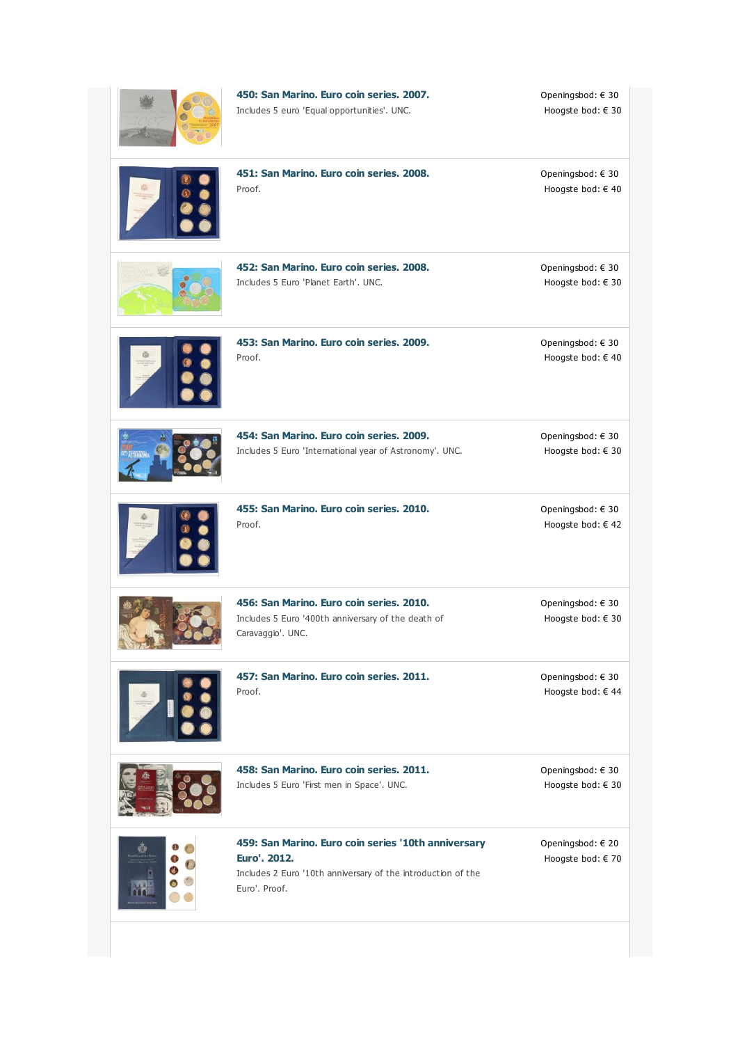**450: San Marino. Euro coin series. 2007.**
Includes 5 euro 'Equal opportunities'. UNC.

Openingsbod: € 30
Hoogste bod: € 30

---

**451: San Marino. Euro coin series. 2008.**
Proof.

Openingsbod: € 30
Hoogste bod: € 40

---

**452: San Marino. Euro coin series. 2008.**
Includes 5 Euro 'Planet Earth'. UNC.

Openingsbod: € 30
Hoogste bod: € 30

---

**453: San Marino. Euro coin series. 2009.**
Proof.

Openingsbod: € 30
Hoogste bod: € 40

---

**454: San Marino. Euro coin series. 2009.**
Includes 5 Euro 'International year of Astronomy'. UNC.

Openingsbod: € 30
Hoogste bod: € 30

---

**455: San Marino. Euro coin series. 2010.**
Proof.

Openingsbod: € 30
Hoogste bod: € 42

---

**456: San Marino. Euro coin series. 2010.**
Includes 5 Euro '400th anniversary of the death of Caravaggio'. UNC.

Openingsbod: € 30
Hoogste bod: € 30

---

**457: San Marino. Euro coin series. 2011.**
Proof.

Openingsbod: € 30
Hoogste bod: € 44

---

**458: San Marino. Euro coin series. 2011.**
Includes 5 Euro 'First men in Space'. UNC.

Openingsbod: € 30
Hoogste bod: € 30

---

**459: San Marino. Euro coin series '10th anniversary Euro'. 2012.**
Includes 2 Euro '10th anniversary of the introduction of the Euro'. Proof.

Openingsbod: € 20
Hoogste bod: € 70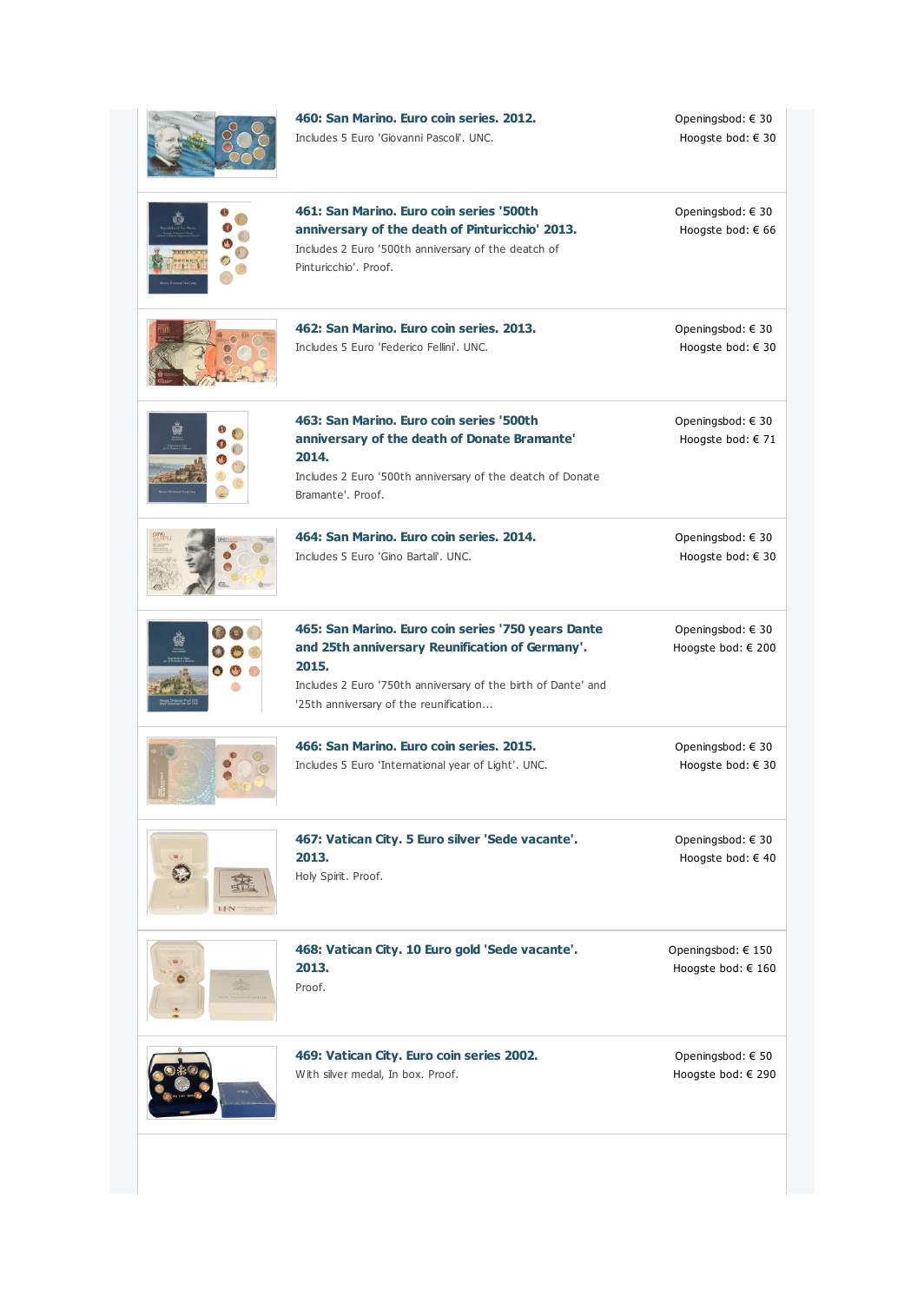**460: San Marino. Euro coin series. 2012.**
Includes 5 Euro 'Giovanni Pascoli'. UNC.

Openingsbod: € 30
Hoogste bod: € 30

---

**461: San Marino. Euro coin series '500th anniversary of the death of Pinturicchio' 2013.**
Includes 2 Euro '500th anniversary of the deatch of Pinturicchio'. Proof.

Openingsbod: € 30
Hoogste bod: € 66

---

**462: San Marino. Euro coin series. 2013.**
Includes 5 Euro 'Federico Fellini'. UNC.

Openingsbod: € 30
Hoogste bod: € 30

---

**463: San Marino. Euro coin series '500th anniversary of the death of Donate Bramante' 2014.**
Includes 2 Euro '500th anniversary of the deatch of Donate Bramante'. Proof.

Openingsbod: € 30
Hoogste bod: € 71

---

**464: San Marino. Euro coin series. 2014.**
Includes 5 Euro 'Gino Bartali'. UNC.

Openingsbod: € 30
Hoogste bod: € 30

---

**465: San Marino. Euro coin series '750 years Dante and 25th anniversary Reunification of Germany'. 2015.**
Includes 2 Euro '750th anniversary of the birth of Dante' and '25th anniversary of the reunification...

Openingsbod: € 30
Hoogste bod: € 200

---

**466: San Marino. Euro coin series. 2015.**
Includes 5 Euro 'International year of Light'. UNC.

Openingsbod: € 30
Hoogste bod: € 30

---

**467: Vatican City. 5 Euro silver 'Sede vacante'. 2013.**
Holy Spirit. Proof.

Openingsbod: € 30
Hoogste bod: € 40

---

**468: Vatican City. 10 Euro gold 'Sede vacante'. 2013.**
Proof.

Openingsbod: € 150
Hoogste bod: € 160

---

**469: Vatican City. Euro coin series 2002.**
With silver medal, In box. Proof.

Openingsbod: € 50
Hoogste bod: € 290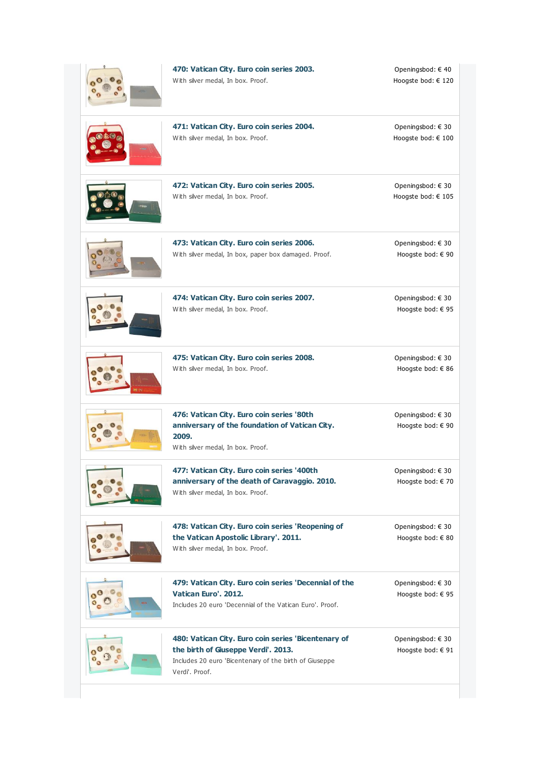**470: Vatican City. Euro coin series 2003.**
With silver medal, In box. Proof.

Openingsbod: € 40
Hoogste bod: € 120

---

**471: Vatican City. Euro coin series 2004.**
With silver medal, In box. Proof.

Openingsbod: € 30
Hoogste bod: € 100

---

**472: Vatican City. Euro coin series 2005.**
With silver medal, In box. Proof.

Openingsbod: € 30
Hoogste bod: € 105

---

**473: Vatican City. Euro coin series 2006.**
With silver medal, In box, paper box damaged. Proof.

Openingsbod: € 30
Hoogste bod: € 90

---

**474: Vatican City. Euro coin series 2007.**
With silver medal, In box. Proof.

Openingsbod: € 30
Hoogste bod: € 95

---

**475: Vatican City. Euro coin series 2008.**
With silver medal, In box. Proof.

Openingsbod: € 30
Hoogste bod: € 86

---

**476: Vatican City. Euro coin series '80th anniversary of the foundation of Vatican City. 2009.**
With silver medal, In box. Proof.

Openingsbod: € 30
Hoogste bod: € 90

---

**477: Vatican City. Euro coin series '400th anniversary of the death of Caravaggio. 2010.**
With silver medal, In box. Proof.

Openingsbod: € 30
Hoogste bod: € 70

---

**478: Vatican City. Euro coin series 'Reopening of the Vatican Apostolic Library'. 2011.**
With silver medal, In box. Proof.

Openingsbod: € 30
Hoogste bod: € 80

---

**479: Vatican City. Euro coin series 'Decennial of the Vatican Euro'. 2012.**
Includes 20 euro 'Decennial of the Vatican Euro'. Proof.

Openingsbod: € 30
Hoogste bod: € 95

---

**480: Vatican City. Euro coin series 'Bicentenary of the birth of Giuseppe Verdi'. 2013.**
Includes 20 euro 'Bicentenary of the birth of Giuseppe Verdi'. Proof.

Openingsbod: € 30
Hoogste bod: € 91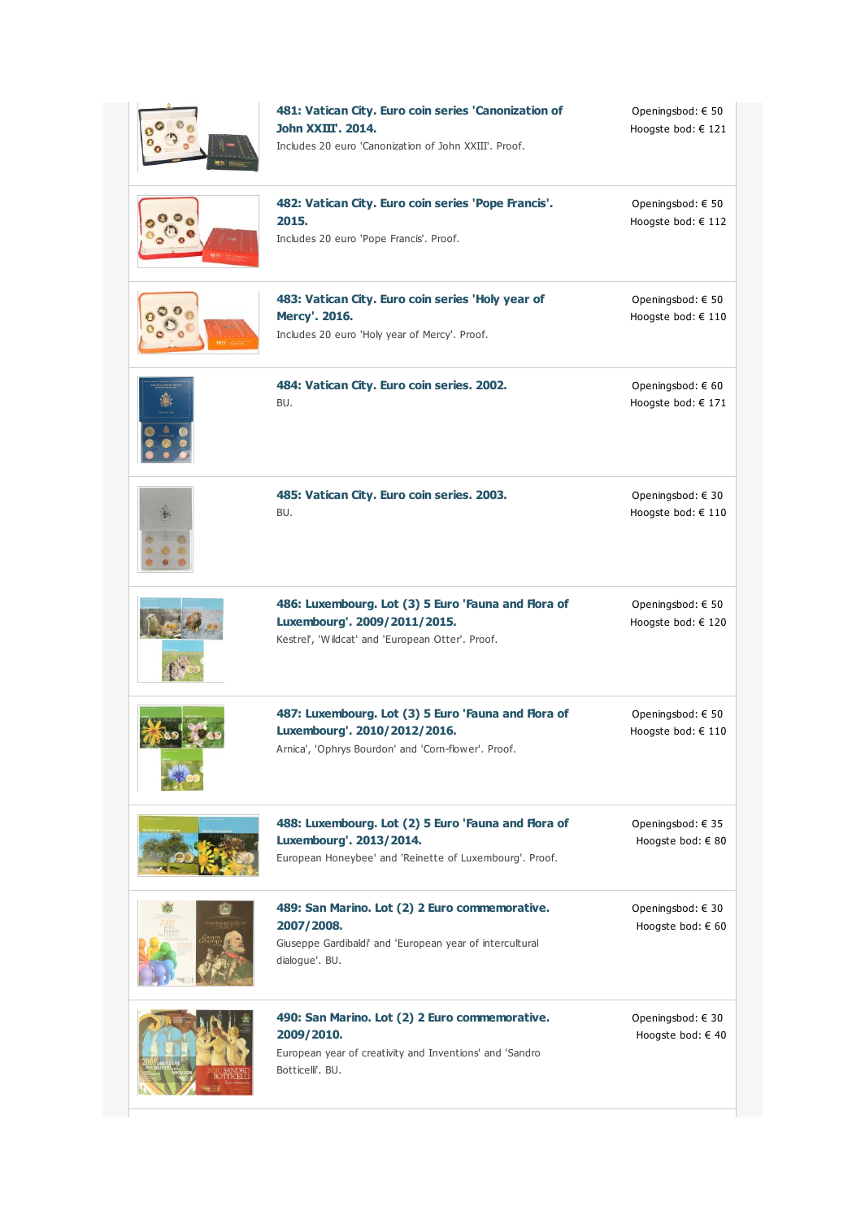**481: Vatican City. Euro coin series 'Canonization of John XXIII'. 2014.**
Includes 20 euro 'Canonization of John XXIII'. Proof.

Openingsbod: € 50
Hoogste bod: € 121

---

**482: Vatican City. Euro coin series 'Pope Francis'. 2015.**
Includes 20 euro 'Pope Francis'. Proof.

Openingsbod: € 50
Hoogste bod: € 112

---

**483: Vatican City. Euro coin series 'Holy year of Mercy'. 2016.**
Includes 20 euro 'Holy year of Mercy'. Proof.

Openingsbod: € 50
Hoogste bod: € 110

---

**484: Vatican City. Euro coin series. 2002.**
BU.

Openingsbod: € 60
Hoogste bod: € 171

---

**485: Vatican City. Euro coin series. 2003.**
BU.

Openingsbod: € 30
Hoogste bod: € 110

---

**486: Luxembourg. Lot (3) 5 Euro 'Fauna and Flora of Luxembourg'. 2009/2011/2015.**
Kestrel', 'Wildcat' and 'European Otter'. Proof.

Openingsbod: € 50
Hoogste bod: € 120

---

**487: Luxembourg. Lot (3) 5 Euro 'Fauna and Flora of Luxembourg'. 2010/2012/2016.**
Arnica', 'Ophrys Bourdon' and 'Corn-flower'. Proof.

Openingsbod: € 50
Hoogste bod: € 110

---

**488: Luxembourg. Lot (2) 5 Euro 'Fauna and Flora of Luxembourg'. 2013/2014.**
European Honeybee' and 'Reinette of Luxembourg'. Proof.

Openingsbod: € 35
Hoogste bod: € 80

---

**489: San Marino. Lot (2) 2 Euro commemorative. 2007/2008.**
Giuseppe Gardibaldi' and 'European year of intercultural dialogue'. BU.

Openingsbod: € 30
Hoogste bod: € 60

---

**490: San Marino. Lot (2) 2 Euro commemorative. 2009/2010.**
European year of creativity and Inventions' and 'Sandro Botticelli'. BU.

Openingsbod: € 30
Hoogste bod: € 40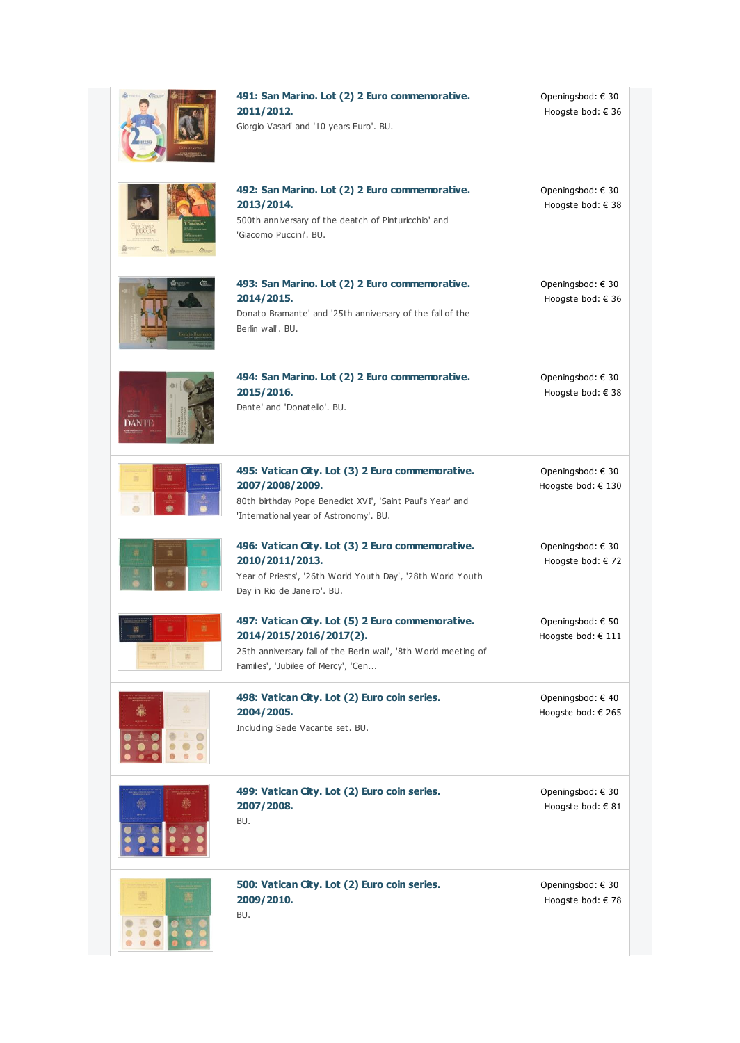**491: San Marino. Lot (2) 2 Euro commemorative. 2011/2012.**

Giorgio Vasari' and '10 years Euro'. BU.

Openingsbod: € 30
Hoogste bod: € 36

---

**492: San Marino. Lot (2) 2 Euro commemorative. 2013/2014.**

500th anniversary of the deatch of Pinturicchio' and 'Giacomo Puccini'. BU.

Openingsbod: € 30
Hoogste bod: € 38

---

**493: San Marino. Lot (2) 2 Euro commemorative. 2014/2015.**

Donato Bramante' and '25th anniversary of the fall of the Berlin wall'. BU.

Openingsbod: € 30
Hoogste bod: € 36

---

**494: San Marino. Lot (2) 2 Euro commemorative. 2015/2016.**

Dante' and 'Donatello'. BU.

Openingsbod: € 30
Hoogste bod: € 38

---

**495: Vatican City. Lot (3) 2 Euro commemorative. 2007/2008/2009.**

80th birthday Pope Benedict XVI', 'Saint Paul's Year' and 'International year of Astronomy'. BU.

Openingsbod: € 30
Hoogste bod: € 130

---

**496: Vatican City. Lot (3) 2 Euro commemorative. 2010/2011/2013.**

Year of Priests', '26th World Youth Day', '28th World Youth Day in Rio de Janeiro'. BU.

Openingsbod: € 30
Hoogste bod: € 72

---

**497: Vatican City. Lot (5) 2 Euro commemorative. 2014/2015/2016/2017(2).**

25th anniversary fall of the Berlin wall', '8th World meeting of Families', 'Jubilee of Mercy', 'Cen...

Openingsbod: € 50
Hoogste bod: € 111

---

**498: Vatican City. Lot (2) Euro coin series. 2004/2005.**

Including Sede Vacante set. BU.

Openingsbod: € 40
Hoogste bod: € 265

---

**499: Vatican City. Lot (2) Euro coin series. 2007/2008.**

BU.

Openingsbod: € 30
Hoogste bod: € 81

---

**500: Vatican City. Lot (2) Euro coin series. 2009/2010.**

BU.

Openingsbod: € 30
Hoogste bod: € 78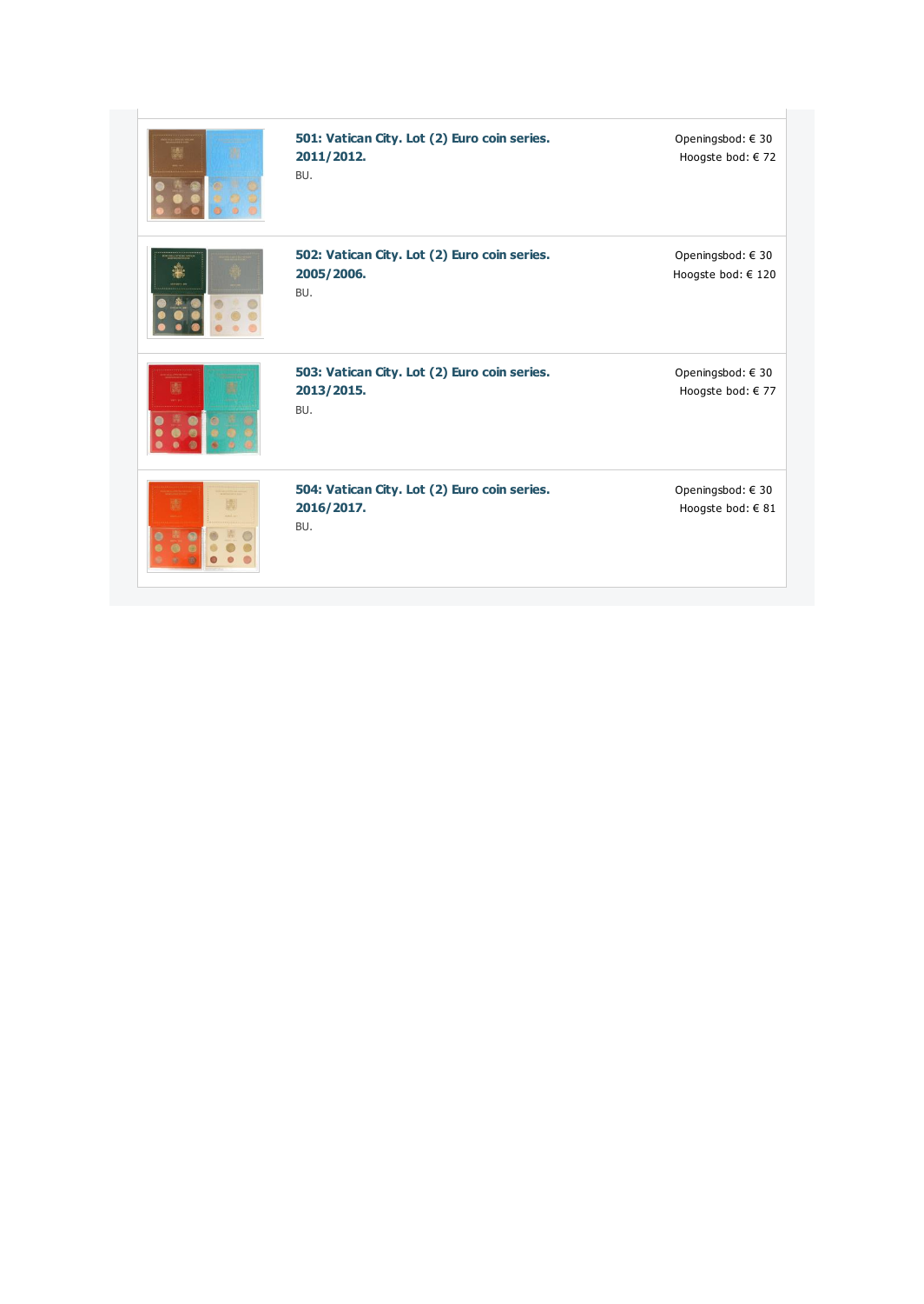**501: Vatican City. Lot (2) Euro coin series. 2011/2012.**

BU.

Openingsbod: € 30
Hoogste bod: € 72

**502: Vatican City. Lot (2) Euro coin series. 2005/2006.**

BU.

Openingsbod: € 30
Hoogste bod: € 120

**503: Vatican City. Lot (2) Euro coin series. 2013/2015.**

BU.

Openingsbod: € 30
Hoogste bod: € 77

**504: Vatican City. Lot (2) Euro coin series. 2016/2017.**

BU.

Openingsbod: € 30
Hoogste bod: € 81